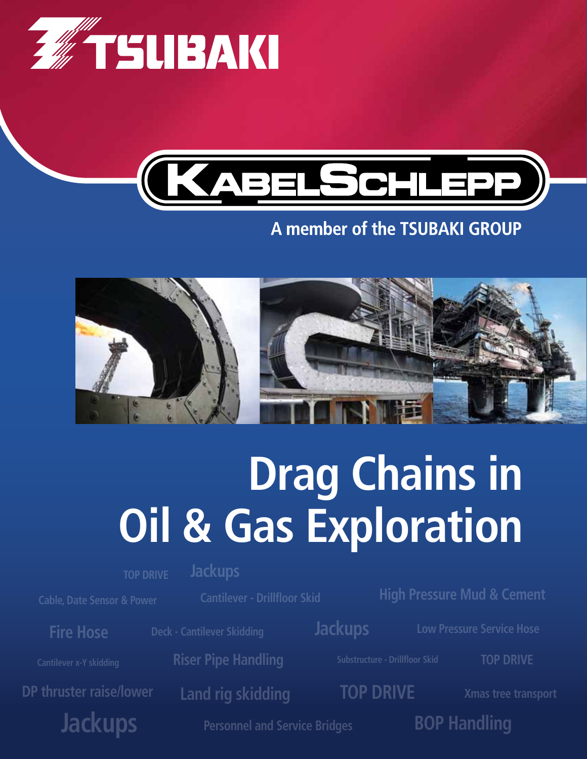TSUBAKI

KABELSCHLEPP

A member of the TSUBAKI GROUP

# Drag Chains in Oil & Gas Exploration

TOP DRIVE Jackups

Cable, Date Sensor & Power Cantilever - Drillfloor Skid High Pressure Mud & Cement

Fire Hose Deck - Cantilever Skidding Jackups Low Pressure Service Hose

Cantilever x-Y skidding Riser Pipe Handling Substructure - Drillfloor Skid TOP DRIVE

DP thruster raise/lower Land rig skidding TOP DRIVE Xmas tree transport

Jackups Personnel and Service Bridges BOP Handling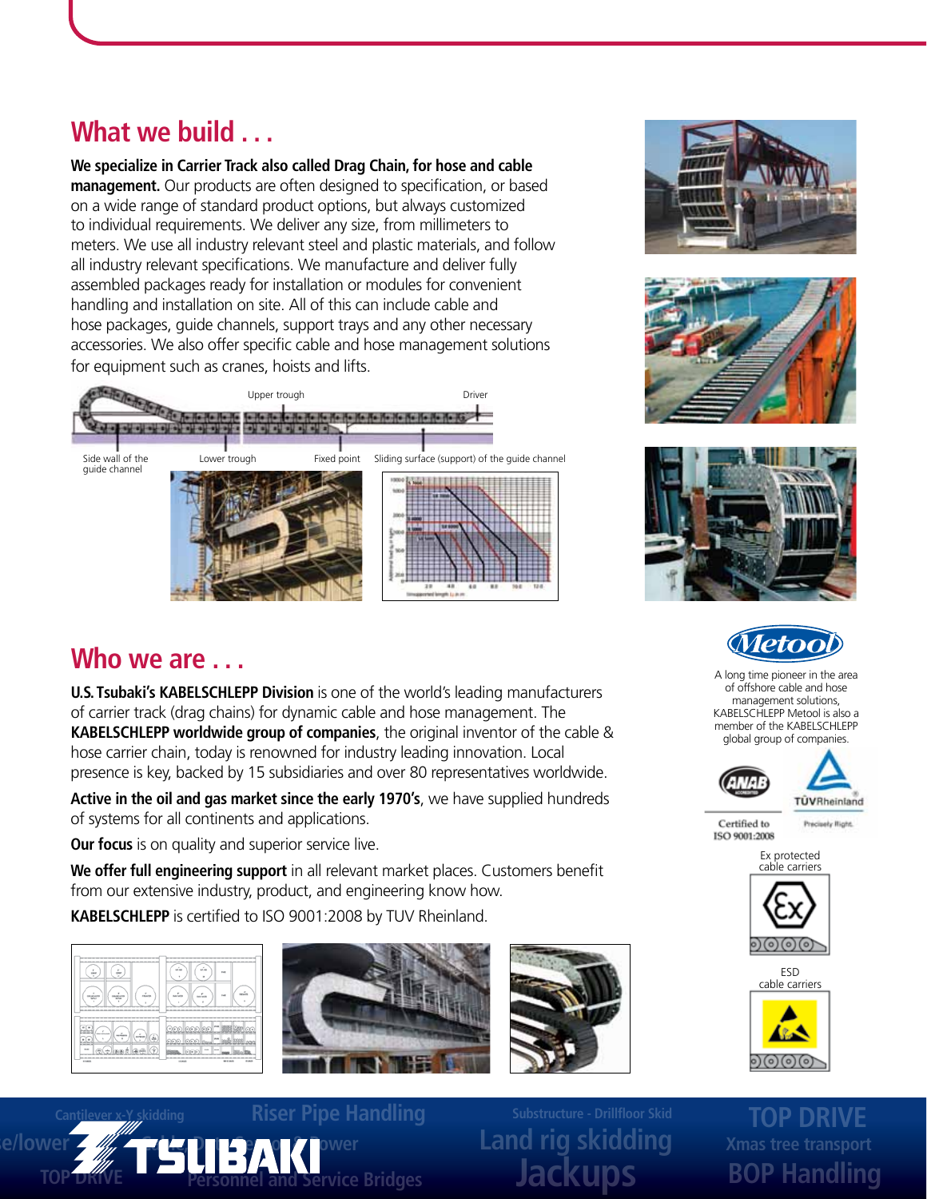## What we build . . .

**We specialize in Carrier Track also called Drag Chain, for hose and cable management.** Our products are often designed to specification, or based on a wide range of standard product options, but always customized to individual requirements. We deliver any size, from millimeters to meters. We use all industry relevant steel and plastic materials, and follow all industry relevant specifications. We manufacture and deliver fully assembled packages ready for installation or modules for convenient handling and installation on site. All of this can include cable and hose packages, guide channels, support trays and any other necessary accessories. We also offer specific cable and hose management solutions for equipment such as cranes, hoists and lifts.

Upper trough

Driver

Side wall of the guide channel

Lower trough

Fixed point

Sliding surface (support) of the guide channel

## Who we are . . .

**U.S. Tsubaki's KABELSCHLEPP Division** is one of the world's leading manufacturers of carrier track (drag chains) for dynamic cable and hose management. The **KABELSCHLEPP worldwide group of companies**, the original inventor of the cable & hose carrier chain, today is renowned for industry leading innovation. Local presence is key, backed by 15 subsidiaries and over 80 representatives worldwide.

**Active in the oil and gas market since the early 1970's**, we have supplied hundreds of systems for all continents and applications.

**Our focus** is on quality and superior service live.

**We offer full engineering support** in all relevant market places. Customers benefit from our extensive industry, product, and engineering know how.

**KABELSCHLEPP** is certified to ISO 9001:2008 by TUV Rheinland.

Metool

A long time pioneer in the area of offshore cable and hose management solutions, KABELSCHLEPP Metool is also a member of the KABELSCHLEPP global group of companies.

Certified to ISO 9001:2008

TÜVRheinland Precisely Right.

Ex protected cable carriers

ESD cable carriers

Cantilever x-Y skidding · Riser Pipe Handling · Substructure - Drillfloor Skid · TOP DRIVE · Land rig skidding · Xmas tree transport · Personnel and Service Bridges · Jackups · BOP Handling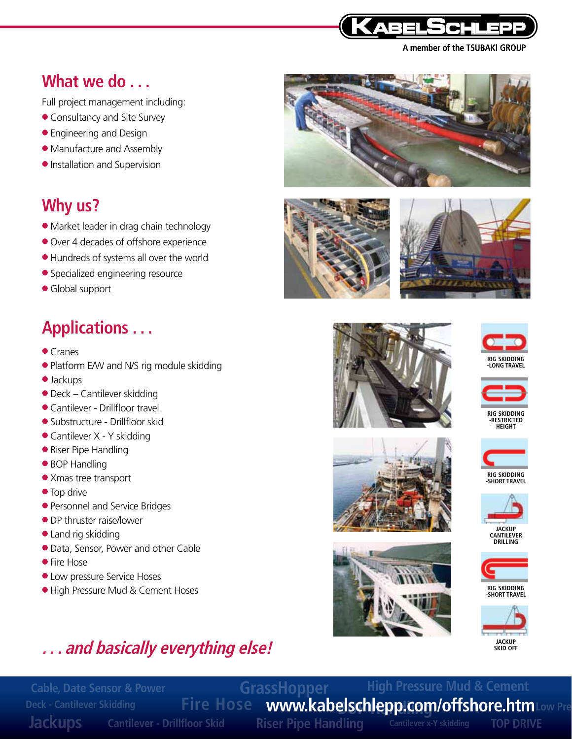A member of the TSUBAKI GROUP

## What we do . . .

Full project management including:

- Consultancy and Site Survey
- Engineering and Design
- Manufacture and Assembly
- Installation and Supervision

## Why us?

- Market leader in drag chain technology
- Over 4 decades of offshore experience
- Hundreds of systems all over the world
- Specialized engineering resource
- Global support

## Applications . . .

- Cranes
- Platform E/W and N/S rig module skidding
- Jackups
- Deck – Cantilever skidding
- Cantilever - Drillfloor travel
- Substructure - Drillfloor skid
- Cantilever X - Y skidding
- Riser Pipe Handling
- BOP Handling
- Xmas tree transport
- Top drive
- Personnel and Service Bridges
- DP thruster raise/lower
- Land rig skidding
- Data, Sensor, Power and other Cable
- Fire Hose
- Low pressure Service Hoses
- High Pressure Mud & Cement Hoses

*. . . and basically everything else!*

RIG SKIDDING -LONG TRAVEL

RIG SKIDDING -RESTRICTED HEIGHT

RIG SKIDDING -SHORT TRAVEL

JACKUP CANTILEVER DRILLING

RIG SKIDDING -SHORT TRAVEL

JACKUP SKID OFF

**www.kabelschlepp.com/offshore.htm**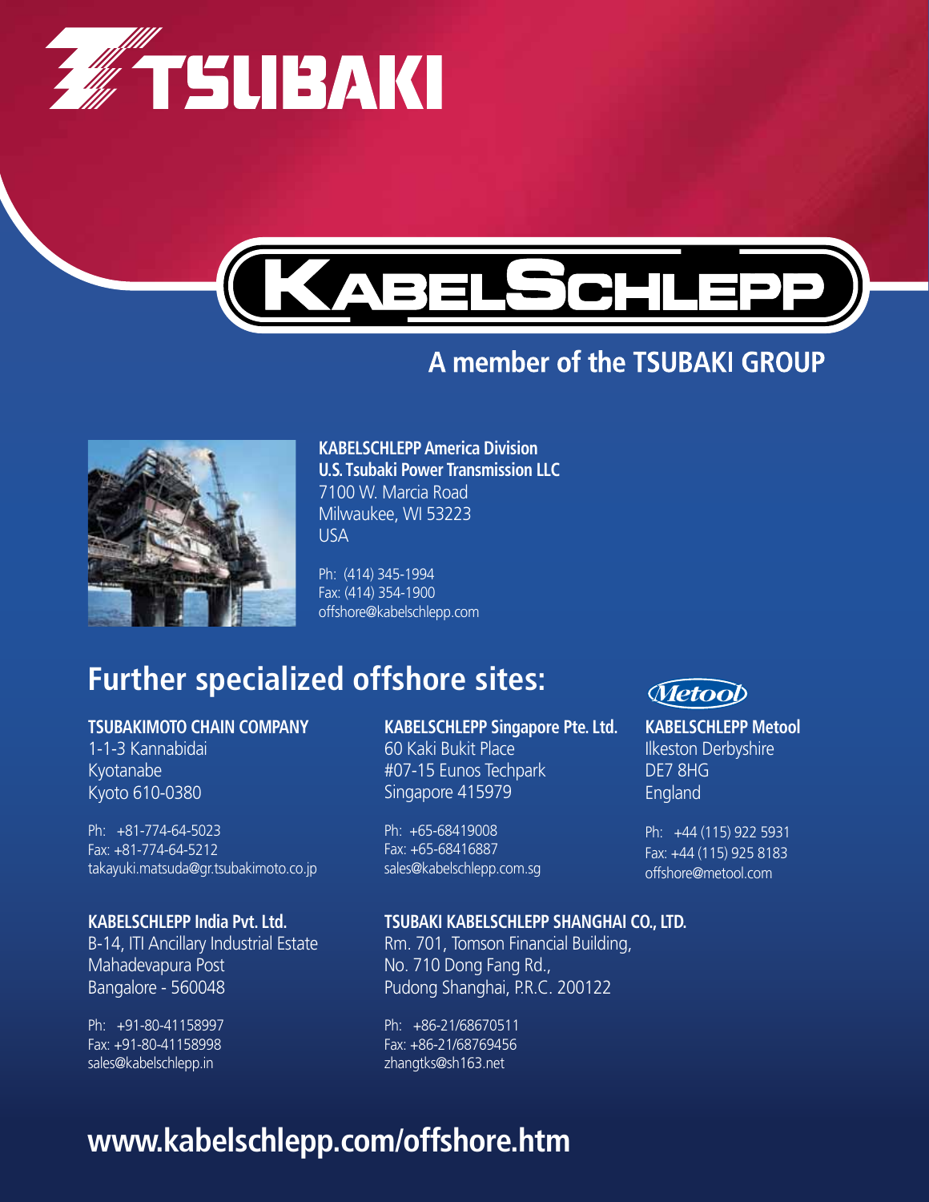TSUBAKI

KABELSCHLEPP

## A member of the TSUBAKI GROUP

**KABELSCHLEPP America Division**
**U.S. Tsubaki Power Transmission LLC**
7100 W. Marcia Road
Milwaukee, WI 53223
USA

Ph: (414) 345-1994
Fax: (414) 354-1900
offshore@kabelschlepp.com

## Further specialized offshore sites:

**TSUBAKIMOTO CHAIN COMPANY**
1-1-3 Kannabidai
Kyotanabe
Kyoto 610-0380

Ph: +81-774-64-5023
Fax: +81-774-64-5212
takayuki.matsuda@gr.tsubakimoto.co.jp

**KABELSCHLEPP India Pvt. Ltd.**
B-14, ITI Ancillary Industrial Estate
Mahadevapura Post
Bangalore - 560048

Ph: +91-80-41158997
Fax: +91-80-41158998
sales@kabelschlepp.in

**KABELSCHLEPP Singapore Pte. Ltd.**
60 Kaki Bukit Place
#07-15 Eunos Techpark
Singapore 415979

Ph: +65-68419008
Fax: +65-68416887
sales@kabelschlepp.com.sg

**TSUBAKI KABELSCHLEPP SHANGHAI CO., LTD.**
Rm. 701, Tomson Financial Building,
No. 710 Dong Fang Rd.,
Pudong Shanghai, P.R.C. 200122

Ph: +86-21/68670511
Fax: +86-21/68769456
zhangtks@sh163.net

Metool

**KABELSCHLEPP Metool**
Ilkeston Derbyshire
DE7 8HG
England

Ph: +44 (115) 922 5931
Fax: +44 (115) 925 8183
offshore@metool.com

## www.kabelschlepp.com/offshore.htm